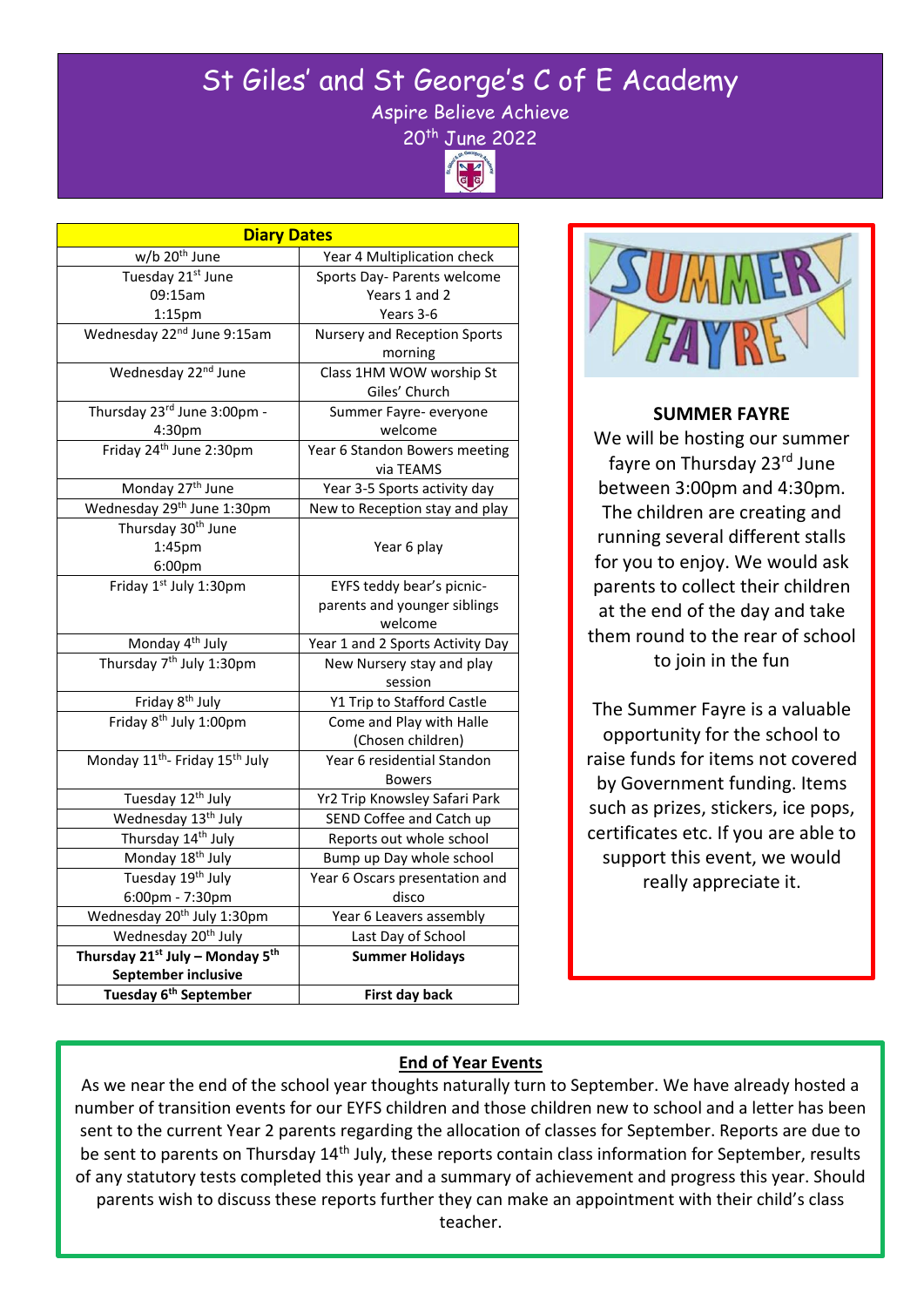# St Giles' and St George's C of E Academy

Aspire Believe Achieve

20th June 2022

| Diary Dates | |
|---|---|
| w/b 20th June | Year 4 Multiplication check |
| Tuesday 21st June<br>09:15am<br>1:15pm | Sports Day- Parents welcome<br>Years 1 and 2<br>Years 3-6 |
| Wednesday 22nd June 9:15am | Nursery and Reception Sports morning |
| Wednesday 22nd June | Class 1HM WOW worship St Giles' Church |
| Thursday 23rd June 3:00pm - 4:30pm | Summer Fayre- everyone welcome |
| Friday 24th June 2:30pm | Year 6 Standon Bowers meeting via TEAMS |
| Monday 27th June | Year 3-5 Sports activity day |
| Wednesday 29th June 1:30pm | New to Reception stay and play |
| Thursday 30th June<br>1:45pm<br>6:00pm | Year 6 play |
| Friday 1st July 1:30pm | EYFS teddy bear's picnic- parents and younger siblings welcome |
| Monday 4th July | Year 1 and 2 Sports Activity Day |
| Thursday 7th July 1:30pm | New Nursery stay and play session |
| Friday 8th July | Y1 Trip to Stafford Castle |
| Friday 8th July 1:00pm | Come and Play with Halle (Chosen children) |
| Monday 11th- Friday 15th July | Year 6 residential Standon Bowers |
| Tuesday 12th July | Yr2 Trip Knowsley Safari Park |
| Wednesday 13th July | SEND Coffee and Catch up |
| Thursday 14th July | Reports out whole school |
| Monday 18th July | Bump up Day whole school |
| Tuesday 19th July<br>6:00pm - 7:30pm | Year 6 Oscars presentation and disco |
| Wednesday 20th July 1:30pm | Year 6 Leavers assembly |
| Wednesday 20th July | Last Day of School |
| **Thursday 21st July – Monday 5th September inclusive** | **Summer Holidays** |
| **Tuesday 6th September** | **First day back** |

**SUMMER FAYRE**

We will be hosting our summer fayre on Thursday 23rd June between 3:00pm and 4:30pm. The children are creating and running several different stalls for you to enjoy. We would ask parents to collect their children at the end of the day and take them round to the rear of school to join in the fun

The Summer Fayre is a valuable opportunity for the school to raise funds for items not covered by Government funding. Items such as prizes, stickers, ice pops, certificates etc. If you are able to support this event, we would really appreciate it.

## End of Year Events

As we near the end of the school year thoughts naturally turn to September. We have already hosted a number of transition events for our EYFS children and those children new to school and a letter has been sent to the current Year 2 parents regarding the allocation of classes for September. Reports are due to be sent to parents on Thursday 14th July, these reports contain class information for September, results of any statutory tests completed this year and a summary of achievement and progress this year. Should parents wish to discuss these reports further they can make an appointment with their child's class teacher.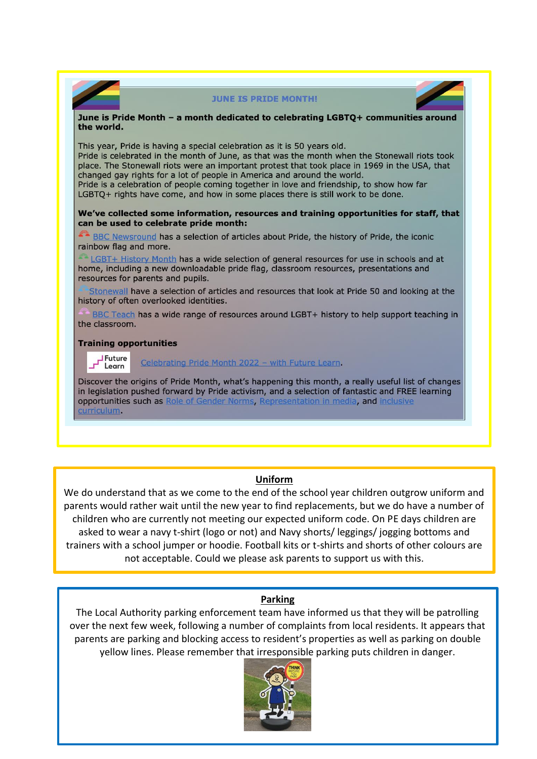## JUNE IS PRIDE MONTH!

**June is Pride Month – a month dedicated to celebrating LGBTQ+ communities around the world.**

This year, Pride is having a special celebration as it is 50 years old.
Pride is celebrated in the month of June, as that was the month when the Stonewall riots took place. The Stonewall riots were an important protest that took place in 1969 in the USA, that changed gay rights for a lot of people in America and around the world.
Pride is a celebration of people coming together in love and friendship, to show how far LGBTQ+ rights have come, and how in some places there is still work to be done.

**We've collected some information, resources and training opportunities for staff, that can be used to celebrate pride month:**

BBC Newsround has a selection of articles about Pride, the history of Pride, the iconic rainbow flag and more.

LGBT+ History Month has a wide selection of general resources for use in schools and at home, including a new downloadable pride flag, classroom resources, presentations and resources for parents and pupils.

Stonewall have a selection of articles and resources that look at Pride 50 and looking at the history of often overlooked identities.

BBC Teach has a wide range of resources around LGBT+ history to help support teaching in the classroom.

**Training opportunities**

Future Learn

Celebrating Pride Month 2022 – with Future Learn.

Discover the origins of Pride Month, what's happening this month, a really useful list of changes in legislation pushed forward by Pride activism, and a selection of fantastic and FREE learning opportunities such as Role of Gender Norms, Representation in media, and inclusive curriculum.

## Uniform

We do understand that as we come to the end of the school year children outgrow uniform and parents would rather wait until the new year to find replacements, but we do have a number of children who are currently not meeting our expected uniform code. On PE days children are asked to wear a navy t-shirt (logo or not) and Navy shorts/ leggings/ jogging bottoms and trainers with a school jumper or hoodie. Football kits or t-shirts and shorts of other colours are not acceptable. Could we please ask parents to support us with this.

## Parking

The Local Authority parking enforcement team have informed us that they will be patrolling over the next few week, following a number of complaints from local residents. It appears that parents are parking and blocking access to resident's properties as well as parking on double yellow lines. Please remember that irresponsible parking puts children in danger.